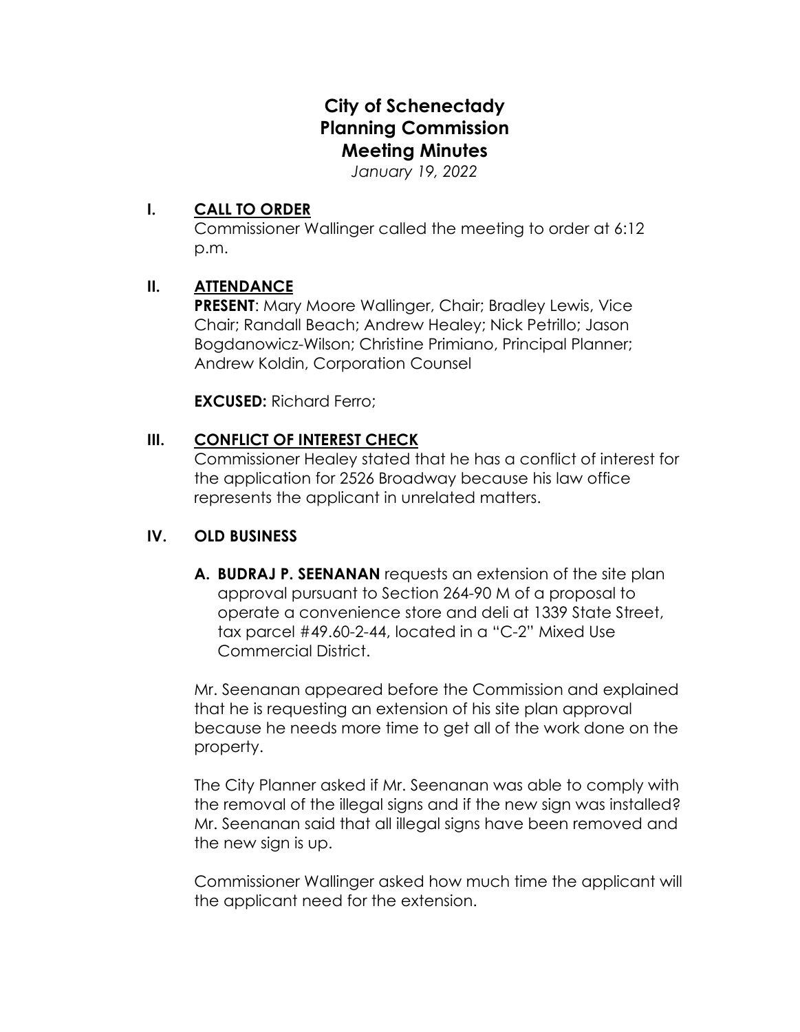# City of Schenectady
# Planning Commission
# Meeting Minutes

*January 19, 2022*

## I. CALL TO ORDER

Commissioner Wallinger called the meeting to order at 6:12 p.m.

## II. ATTENDANCE

**PRESENT**: Mary Moore Wallinger, Chair; Bradley Lewis, Vice Chair; Randall Beach; Andrew Healey; Nick Petrillo; Jason Bogdanowicz-Wilson; Christine Primiano, Principal Planner; Andrew Koldin, Corporation Counsel

**EXCUSED:** Richard Ferro;

## III. CONFLICT OF INTEREST CHECK

Commissioner Healey stated that he has a conflict of interest for the application for 2526 Broadway because his law office represents the applicant in unrelated matters.

## IV. OLD BUSINESS

**A. BUDRAJ P. SEENANAN** requests an extension of the site plan approval pursuant to Section 264-90 M of a proposal to operate a convenience store and deli at 1339 State Street, tax parcel #49.60-2-44, located in a "C-2" Mixed Use Commercial District.

Mr. Seenanan appeared before the Commission and explained that he is requesting an extension of his site plan approval because he needs more time to get all of the work done on the property.

The City Planner asked if Mr. Seenanan was able to comply with the removal of the illegal signs and if the new sign was installed? Mr. Seenanan said that all illegal signs have been removed and the new sign is up.

Commissioner Wallinger asked how much time the applicant will the applicant need for the extension.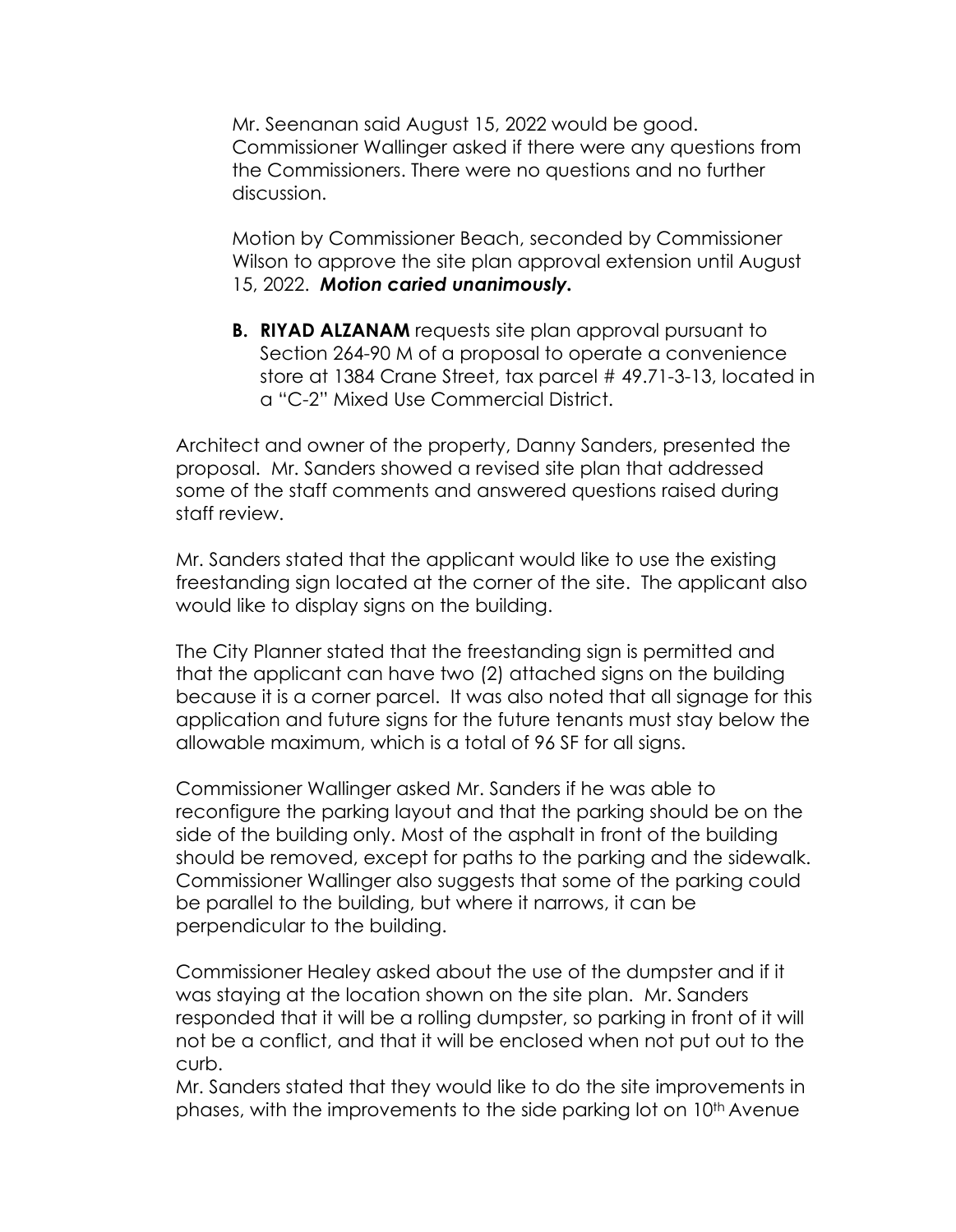Mr. Seenanan said August 15, 2022 would be good. Commissioner Wallinger asked if there were any questions from the Commissioners. There were no questions and no further discussion.

Motion by Commissioner Beach, seconded by Commissioner Wilson to approve the site plan approval extension until August 15, 2022. ***Motion caried unanimously.***

**B. RIYAD ALZANAM** requests site plan approval pursuant to Section 264-90 M of a proposal to operate a convenience store at 1384 Crane Street, tax parcel # 49.71-3-13, located in a "C-2" Mixed Use Commercial District.

Architect and owner of the property, Danny Sanders, presented the proposal. Mr. Sanders showed a revised site plan that addressed some of the staff comments and answered questions raised during staff review.

Mr. Sanders stated that the applicant would like to use the existing freestanding sign located at the corner of the site. The applicant also would like to display signs on the building.

The City Planner stated that the freestanding sign is permitted and that the applicant can have two (2) attached signs on the building because it is a corner parcel. It was also noted that all signage for this application and future signs for the future tenants must stay below the allowable maximum, which is a total of 96 SF for all signs.

Commissioner Wallinger asked Mr. Sanders if he was able to reconfigure the parking layout and that the parking should be on the side of the building only. Most of the asphalt in front of the building should be removed, except for paths to the parking and the sidewalk. Commissioner Wallinger also suggests that some of the parking could be parallel to the building, but where it narrows, it can be perpendicular to the building.

Commissioner Healey asked about the use of the dumpster and if it was staying at the location shown on the site plan. Mr. Sanders responded that it will be a rolling dumpster, so parking in front of it will not be a conflict, and that it will be enclosed when not put out to the curb.

Mr. Sanders stated that they would like to do the site improvements in phases, with the improvements to the side parking lot on 10th Avenue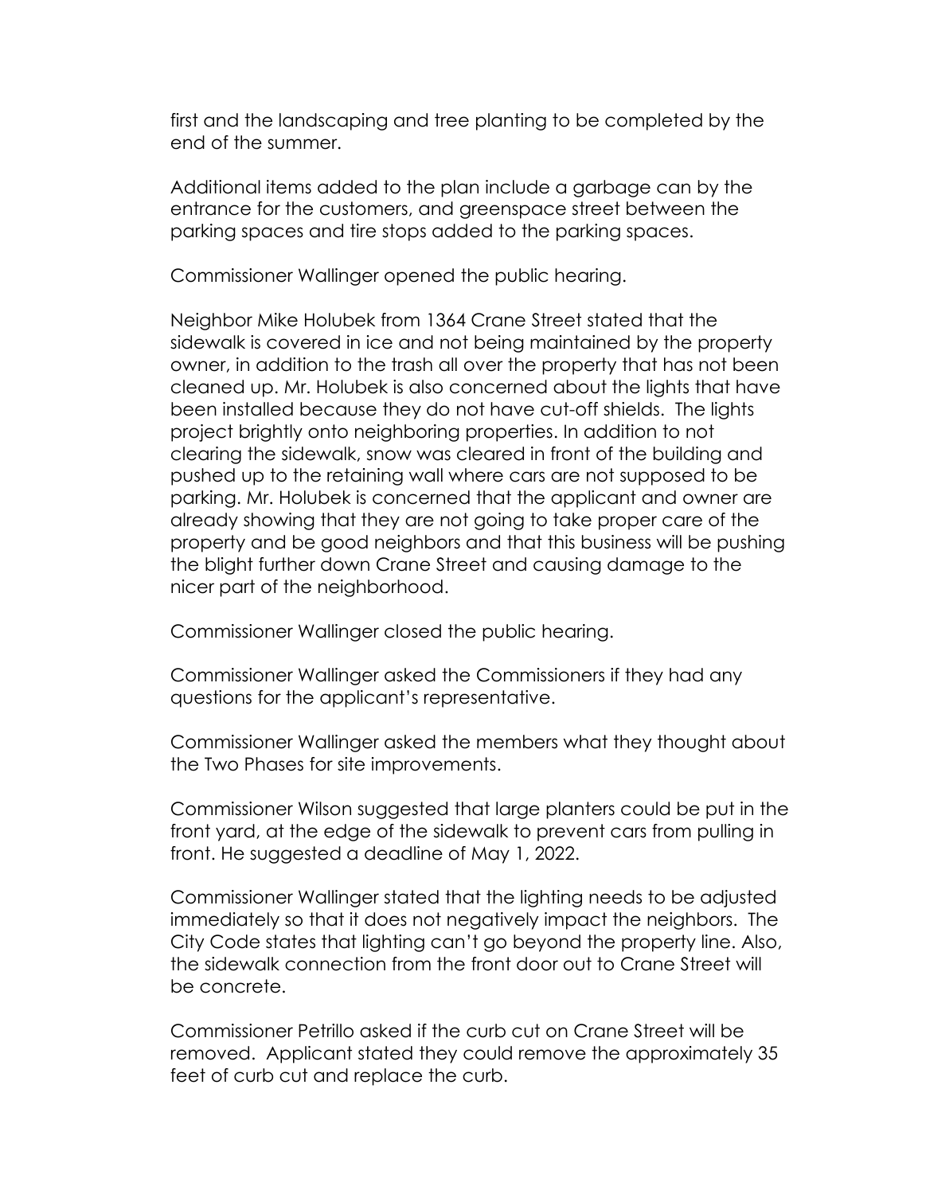first and the landscaping and tree planting to be completed by the end of the summer.

Additional items added to the plan include a garbage can by the entrance for the customers, and greenspace street between the parking spaces and tire stops added to the parking spaces.

Commissioner Wallinger opened the public hearing.

Neighbor Mike Holubek from 1364 Crane Street stated that the sidewalk is covered in ice and not being maintained by the property owner, in addition to the trash all over the property that has not been cleaned up. Mr. Holubek is also concerned about the lights that have been installed because they do not have cut-off shields. The lights project brightly onto neighboring properties. In addition to not clearing the sidewalk, snow was cleared in front of the building and pushed up to the retaining wall where cars are not supposed to be parking. Mr. Holubek is concerned that the applicant and owner are already showing that they are not going to take proper care of the property and be good neighbors and that this business will be pushing the blight further down Crane Street and causing damage to the nicer part of the neighborhood.

Commissioner Wallinger closed the public hearing.

Commissioner Wallinger asked the Commissioners if they had any questions for the applicant's representative.

Commissioner Wallinger asked the members what they thought about the Two Phases for site improvements.

Commissioner Wilson suggested that large planters could be put in the front yard, at the edge of the sidewalk to prevent cars from pulling in front. He suggested a deadline of May 1, 2022.

Commissioner Wallinger stated that the lighting needs to be adjusted immediately so that it does not negatively impact the neighbors. The City Code states that lighting can't go beyond the property line. Also, the sidewalk connection from the front door out to Crane Street will be concrete.

Commissioner Petrillo asked if the curb cut on Crane Street will be removed. Applicant stated they could remove the approximately 35 feet of curb cut and replace the curb.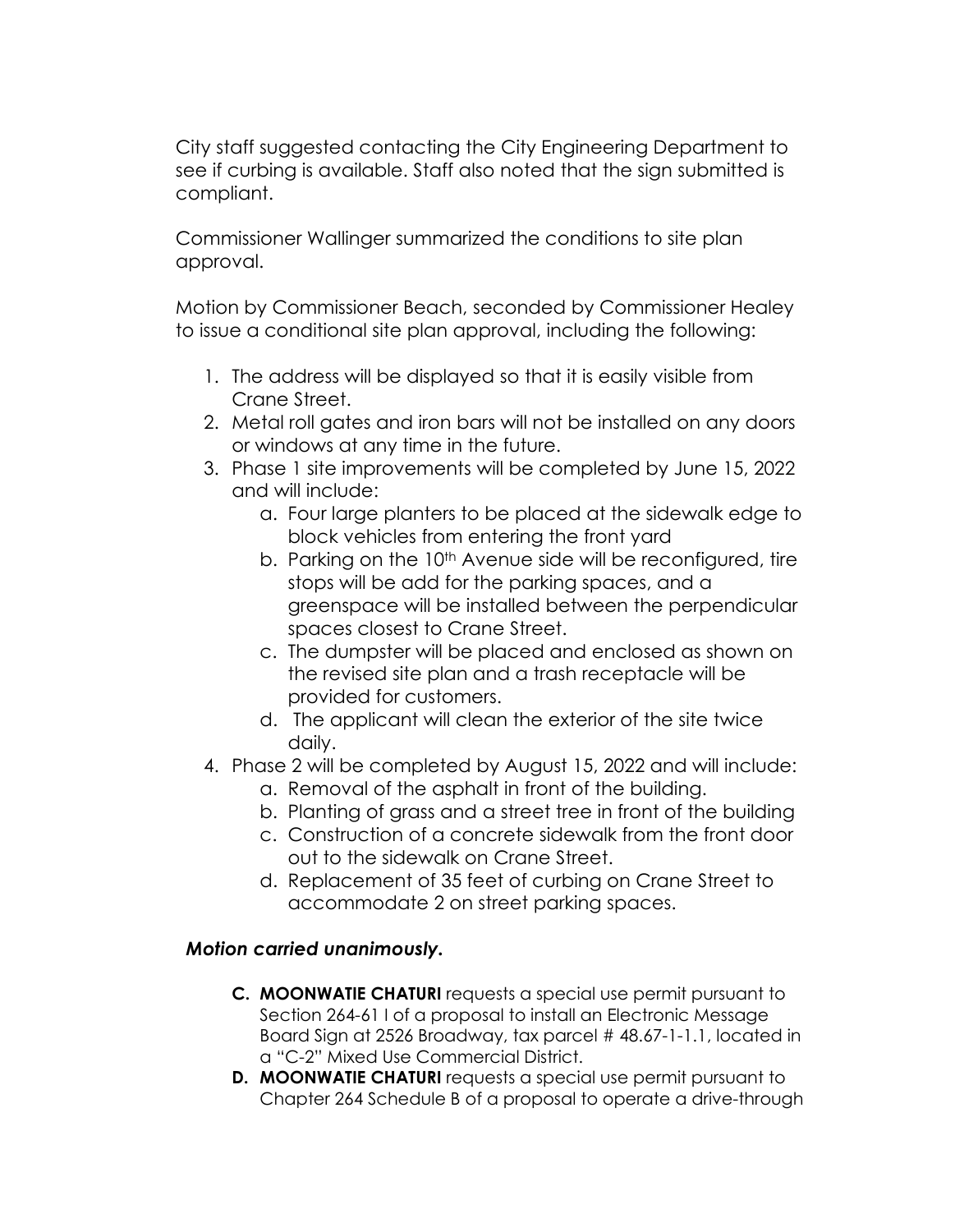City staff suggested contacting the City Engineering Department to see if curbing is available. Staff also noted that the sign submitted is compliant.

Commissioner Wallinger summarized the conditions to site plan approval.

Motion by Commissioner Beach, seconded by Commissioner Healey to issue a conditional site plan approval, including the following:

1. The address will be displayed so that it is easily visible from Crane Street.
2. Metal roll gates and iron bars will not be installed on any doors or windows at any time in the future.
3. Phase 1 site improvements will be completed by June 15, 2022 and will include:
    a. Four large planters to be placed at the sidewalk edge to block vehicles from entering the front yard
    b. Parking on the 10th Avenue side will be reconfigured, tire stops will be add for the parking spaces, and a greenspace will be installed between the perpendicular spaces closest to Crane Street.
    c. The dumpster will be placed and enclosed as shown on the revised site plan and a trash receptacle will be provided for customers.
    d. The applicant will clean the exterior of the site twice daily.
4. Phase 2 will be completed by August 15, 2022 and will include:
    a. Removal of the asphalt in front of the building.
    b. Planting of grass and a street tree in front of the building
    c. Construction of a concrete sidewalk from the front door out to the sidewalk on Crane Street.
    d. Replacement of 35 feet of curbing on Crane Street to accommodate 2 on street parking spaces.

***Motion carried unanimously.***

**C. MOONWATIE CHATURI** requests a special use permit pursuant to Section 264-61 I of a proposal to install an Electronic Message Board Sign at 2526 Broadway, tax parcel # 48.67-1-1.1, located in a "C-2" Mixed Use Commercial District.

**D. MOONWATIE CHATURI** requests a special use permit pursuant to Chapter 264 Schedule B of a proposal to operate a drive-through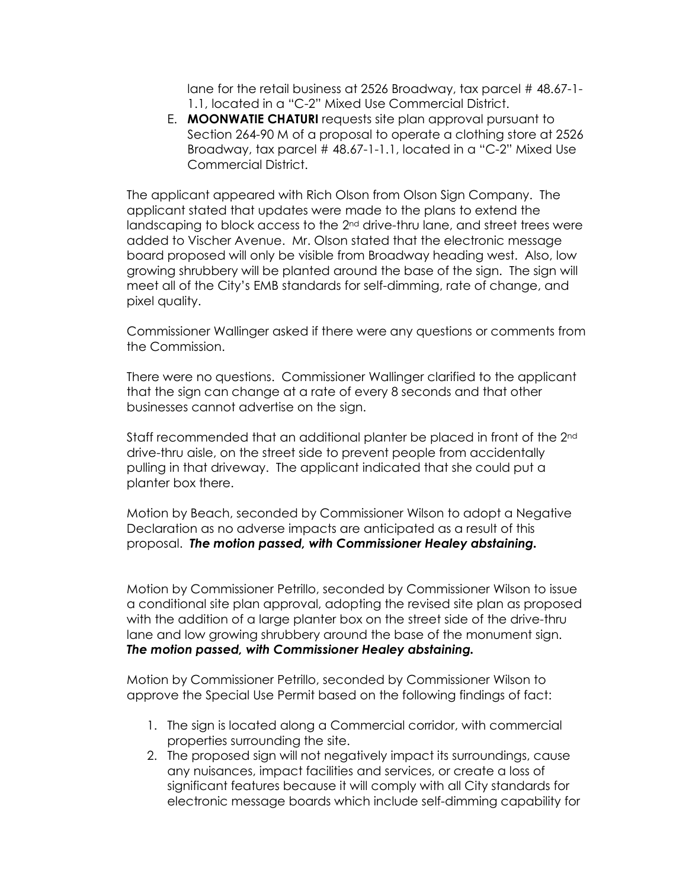lane for the retail business at 2526 Broadway, tax parcel # 48.67-1-1.1, located in a "C-2" Mixed Use Commercial District.

E. **MOONWATIE CHATURI** requests site plan approval pursuant to Section 264-90 M of a proposal to operate a clothing store at 2526 Broadway, tax parcel # 48.67-1-1.1, located in a "C-2" Mixed Use Commercial District.

The applicant appeared with Rich Olson from Olson Sign Company. The applicant stated that updates were made to the plans to extend the landscaping to block access to the 2nd drive-thru lane, and street trees were added to Vischer Avenue. Mr. Olson stated that the electronic message board proposed will only be visible from Broadway heading west. Also, low growing shrubbery will be planted around the base of the sign. The sign will meet all of the City's EMB standards for self-dimming, rate of change, and pixel quality.

Commissioner Wallinger asked if there were any questions or comments from the Commission.

There were no questions. Commissioner Wallinger clarified to the applicant that the sign can change at a rate of every 8 seconds and that other businesses cannot advertise on the sign.

Staff recommended that an additional planter be placed in front of the 2nd drive-thru aisle, on the street side to prevent people from accidentally pulling in that driveway. The applicant indicated that she could put a planter box there.

Motion by Beach, seconded by Commissioner Wilson to adopt a Negative Declaration as no adverse impacts are anticipated as a result of this proposal. ***The motion passed, with Commissioner Healey abstaining.***

Motion by Commissioner Petrillo, seconded by Commissioner Wilson to issue a conditional site plan approval, adopting the revised site plan as proposed with the addition of a large planter box on the street side of the drive-thru lane and low growing shrubbery around the base of the monument sign. ***The motion passed, with Commissioner Healey abstaining.***

Motion by Commissioner Petrillo, seconded by Commissioner Wilson to approve the Special Use Permit based on the following findings of fact:

1. The sign is located along a Commercial corridor, with commercial properties surrounding the site.
2. The proposed sign will not negatively impact its surroundings, cause any nuisances, impact facilities and services, or create a loss of significant features because it will comply with all City standards for electronic message boards which include self-dimming capability for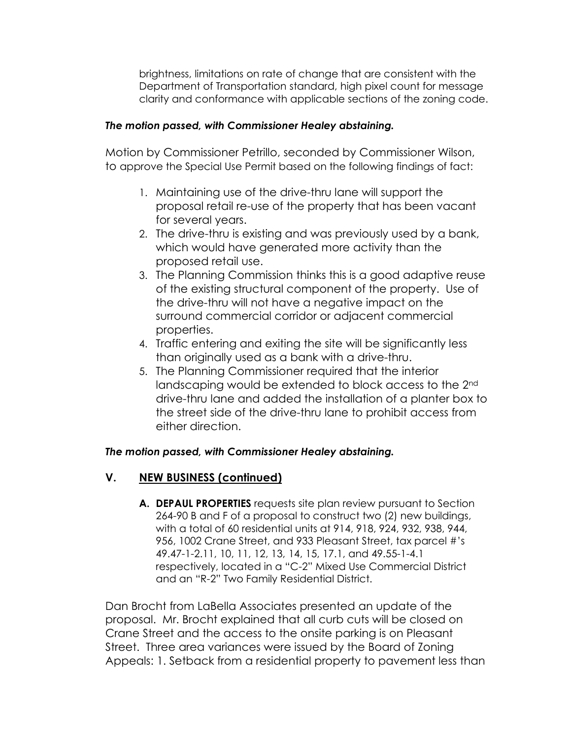brightness, limitations on rate of change that are consistent with the Department of Transportation standard, high pixel count for message clarity and conformance with applicable sections of the zoning code.

***The motion passed, with Commissioner Healey abstaining.***

Motion by Commissioner Petrillo, seconded by Commissioner Wilson, to approve the Special Use Permit based on the following findings of fact:

1. Maintaining use of the drive-thru lane will support the proposal retail re-use of the property that has been vacant for several years.
2. The drive-thru is existing and was previously used by a bank, which would have generated more activity than the proposed retail use.
3. The Planning Commission thinks this is a good adaptive reuse of the existing structural component of the property. Use of the drive-thru will not have a negative impact on the surround commercial corridor or adjacent commercial properties.
4. Traffic entering and exiting the site will be significantly less than originally used as a bank with a drive-thru.
5. The Planning Commissioner required that the interior landscaping would be extended to block access to the 2nd drive-thru lane and added the installation of a planter box to the street side of the drive-thru lane to prohibit access from either direction.

***The motion passed, with Commissioner Healey abstaining.***

## V. NEW BUSINESS (continued)

**A. DEPAUL PROPERTIES** requests site plan review pursuant to Section 264-90 B and F of a proposal to construct two (2) new buildings, with a total of 60 residential units at 914, 918, 924, 932, 938, 944, 956, 1002 Crane Street, and 933 Pleasant Street, tax parcel #'s 49.47-1-2.11, 10, 11, 12, 13, 14, 15, 17.1, and 49.55-1-4.1 respectively, located in a "C-2" Mixed Use Commercial District and an "R-2" Two Family Residential District.

Dan Brocht from LaBella Associates presented an update of the proposal. Mr. Brocht explained that all curb cuts will be closed on Crane Street and the access to the onsite parking is on Pleasant Street. Three area variances were issued by the Board of Zoning Appeals: 1. Setback from a residential property to pavement less than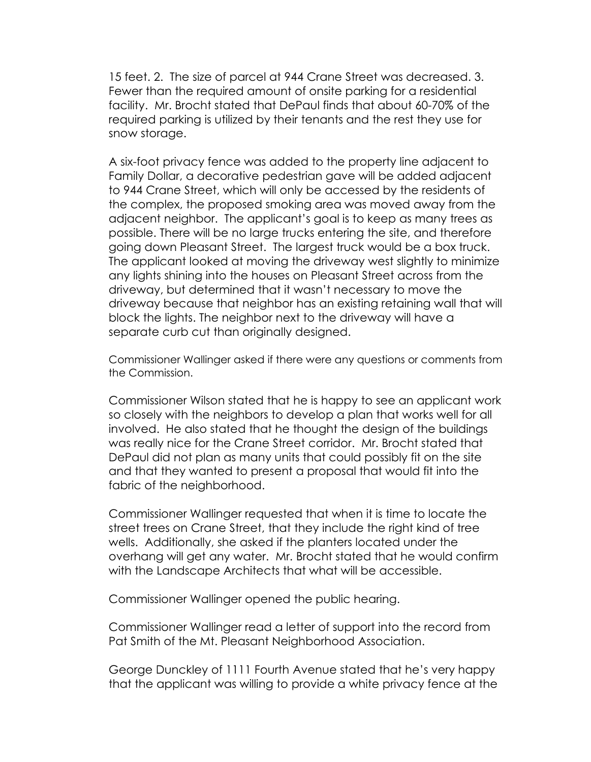15 feet. 2. The size of parcel at 944 Crane Street was decreased. 3. Fewer than the required amount of onsite parking for a residential facility. Mr. Brocht stated that DePaul finds that about 60-70% of the required parking is utilized by their tenants and the rest they use for snow storage.

A six-foot privacy fence was added to the property line adjacent to Family Dollar, a decorative pedestrian gave will be added adjacent to 944 Crane Street, which will only be accessed by the residents of the complex, the proposed smoking area was moved away from the adjacent neighbor. The applicant's goal is to keep as many trees as possible. There will be no large trucks entering the site, and therefore going down Pleasant Street. The largest truck would be a box truck. The applicant looked at moving the driveway west slightly to minimize any lights shining into the houses on Pleasant Street across from the driveway, but determined that it wasn't necessary to move the driveway because that neighbor has an existing retaining wall that will block the lights. The neighbor next to the driveway will have a separate curb cut than originally designed.

Commissioner Wallinger asked if there were any questions or comments from the Commission.

Commissioner Wilson stated that he is happy to see an applicant work so closely with the neighbors to develop a plan that works well for all involved. He also stated that he thought the design of the buildings was really nice for the Crane Street corridor. Mr. Brocht stated that DePaul did not plan as many units that could possibly fit on the site and that they wanted to present a proposal that would fit into the fabric of the neighborhood.

Commissioner Wallinger requested that when it is time to locate the street trees on Crane Street, that they include the right kind of tree wells. Additionally, she asked if the planters located under the overhang will get any water. Mr. Brocht stated that he would confirm with the Landscape Architects that what will be accessible.

Commissioner Wallinger opened the public hearing.

Commissioner Wallinger read a letter of support into the record from Pat Smith of the Mt. Pleasant Neighborhood Association.

George Dunckley of 1111 Fourth Avenue stated that he's very happy that the applicant was willing to provide a white privacy fence at the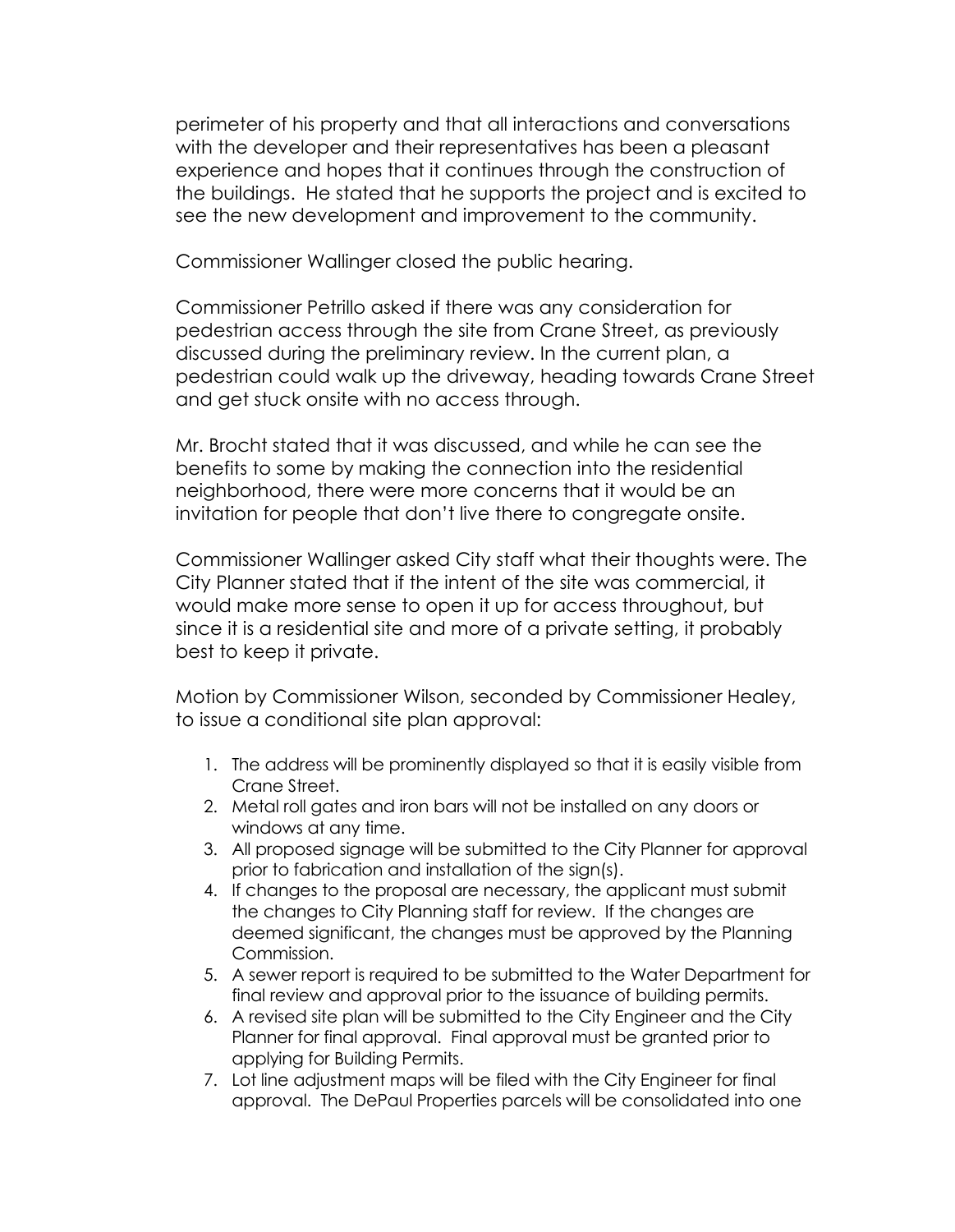perimeter of his property and that all interactions and conversations with the developer and their representatives has been a pleasant experience and hopes that it continues through the construction of the buildings. He stated that he supports the project and is excited to see the new development and improvement to the community.

Commissioner Wallinger closed the public hearing.

Commissioner Petrillo asked if there was any consideration for pedestrian access through the site from Crane Street, as previously discussed during the preliminary review. In the current plan, a pedestrian could walk up the driveway, heading towards Crane Street and get stuck onsite with no access through.

Mr. Brocht stated that it was discussed, and while he can see the benefits to some by making the connection into the residential neighborhood, there were more concerns that it would be an invitation for people that don't live there to congregate onsite.

Commissioner Wallinger asked City staff what their thoughts were. The City Planner stated that if the intent of the site was commercial, it would make more sense to open it up for access throughout, but since it is a residential site and more of a private setting, it probably best to keep it private.

Motion by Commissioner Wilson, seconded by Commissioner Healey, to issue a conditional site plan approval:

1. The address will be prominently displayed so that it is easily visible from Crane Street.
2. Metal roll gates and iron bars will not be installed on any doors or windows at any time.
3. All proposed signage will be submitted to the City Planner for approval prior to fabrication and installation of the sign(s).
4. If changes to the proposal are necessary, the applicant must submit the changes to City Planning staff for review. If the changes are deemed significant, the changes must be approved by the Planning Commission.
5. A sewer report is required to be submitted to the Water Department for final review and approval prior to the issuance of building permits.
6. A revised site plan will be submitted to the City Engineer and the City Planner for final approval. Final approval must be granted prior to applying for Building Permits.
7. Lot line adjustment maps will be filed with the City Engineer for final approval. The DePaul Properties parcels will be consolidated into one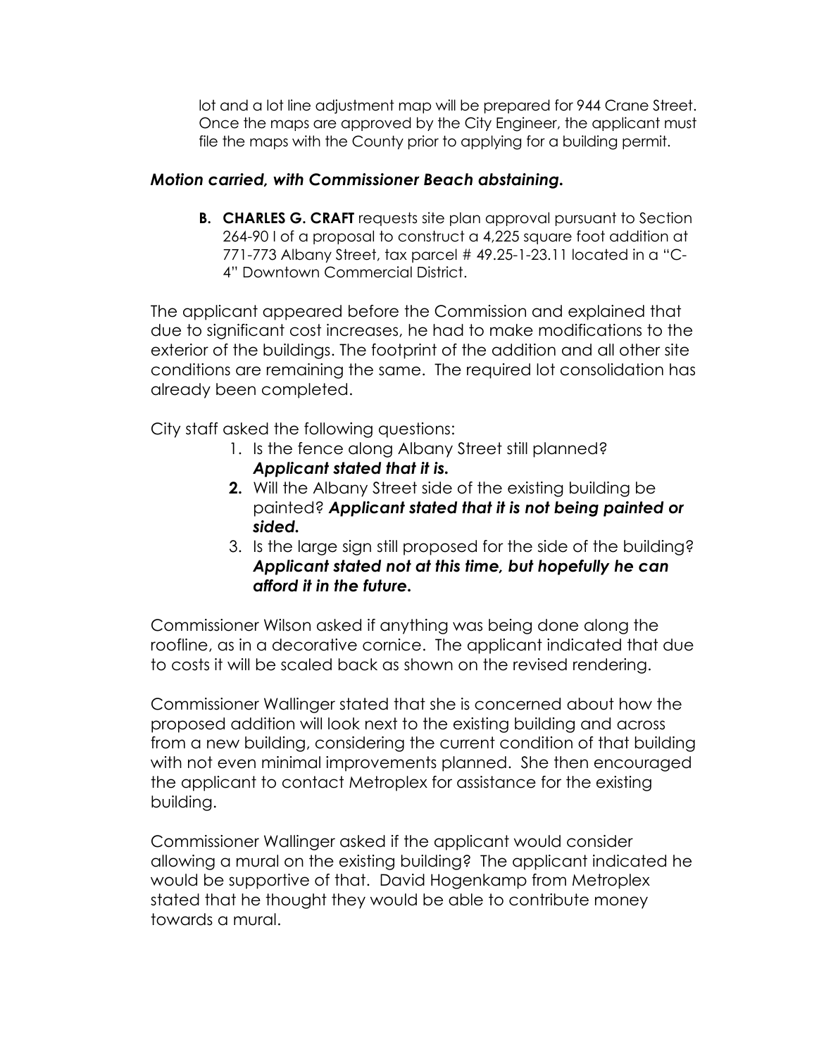lot and a lot line adjustment map will be prepared for 944 Crane Street. Once the maps are approved by the City Engineer, the applicant must file the maps with the County prior to applying for a building permit.

***Motion carried, with Commissioner Beach abstaining.***

**B. CHARLES G. CRAFT** requests site plan approval pursuant to Section 264-90 I of a proposal to construct a 4,225 square foot addition at 771-773 Albany Street, tax parcel # 49.25-1-23.11 located in a "C-4" Downtown Commercial District.

The applicant appeared before the Commission and explained that due to significant cost increases, he had to make modifications to the exterior of the buildings. The footprint of the addition and all other site conditions are remaining the same. The required lot consolidation has already been completed.

City staff asked the following questions:

1. Is the fence along Albany Street still planned? ***Applicant stated that it is.***
2. Will the Albany Street side of the existing building be painted? ***Applicant stated that it is not being painted or sided.***
3. Is the large sign still proposed for the side of the building? ***Applicant stated not at this time, but hopefully he can afford it in the future.***

Commissioner Wilson asked if anything was being done along the roofline, as in a decorative cornice. The applicant indicated that due to costs it will be scaled back as shown on the revised rendering.

Commissioner Wallinger stated that she is concerned about how the proposed addition will look next to the existing building and across from a new building, considering the current condition of that building with not even minimal improvements planned. She then encouraged the applicant to contact Metroplex for assistance for the existing building.

Commissioner Wallinger asked if the applicant would consider allowing a mural on the existing building? The applicant indicated he would be supportive of that. David Hogenkamp from Metroplex stated that he thought they would be able to contribute money towards a mural.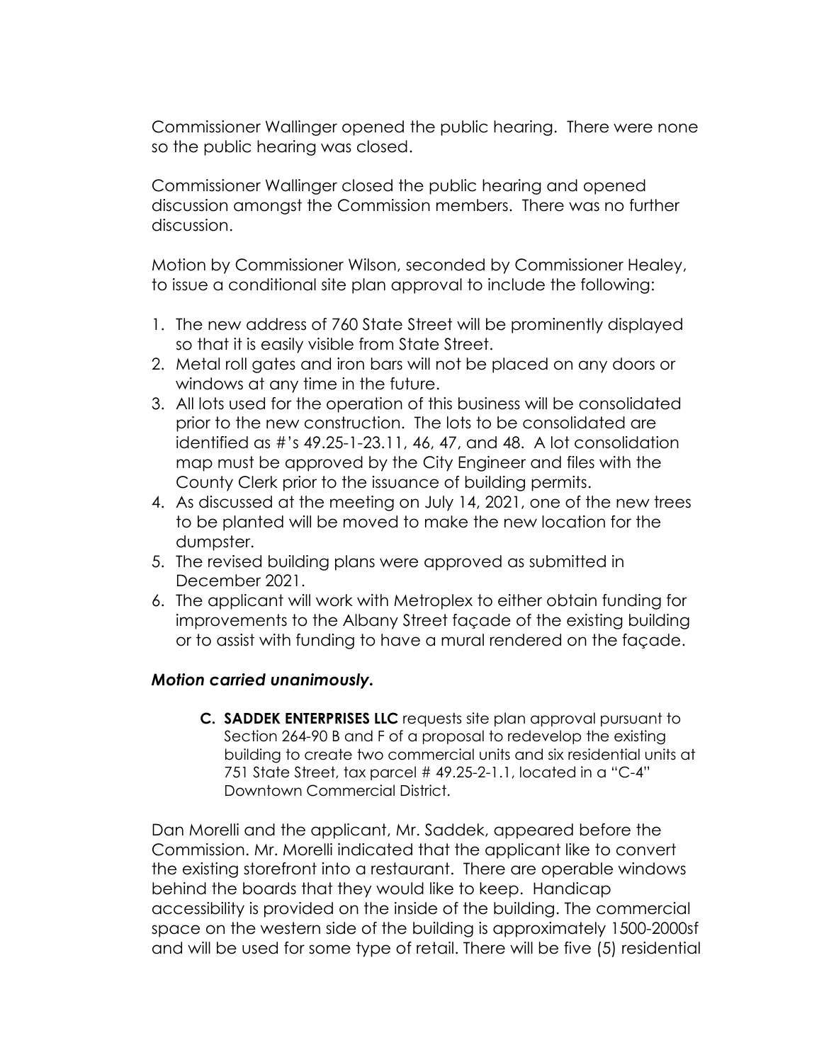Commissioner Wallinger opened the public hearing. There were none so the public hearing was closed.

Commissioner Wallinger closed the public hearing and opened discussion amongst the Commission members. There was no further discussion.

Motion by Commissioner Wilson, seconded by Commissioner Healey, to issue a conditional site plan approval to include the following:

1. The new address of 760 State Street will be prominently displayed so that it is easily visible from State Street.
2. Metal roll gates and iron bars will not be placed on any doors or windows at any time in the future.
3. All lots used for the operation of this business will be consolidated prior to the new construction. The lots to be consolidated are identified as #'s 49.25-1-23.11, 46, 47, and 48. A lot consolidation map must be approved by the City Engineer and files with the County Clerk prior to the issuance of building permits.
4. As discussed at the meeting on July 14, 2021, one of the new trees to be planted will be moved to make the new location for the dumpster.
5. The revised building plans were approved as submitted in December 2021.
6. The applicant will work with Metroplex to either obtain funding for improvements to the Albany Street façade of the existing building or to assist with funding to have a mural rendered on the façade.

***Motion carried unanimously.***

> **C. SADDEK ENTERPRISES LLC** requests site plan approval pursuant to Section 264-90 B and F of a proposal to redevelop the existing building to create two commercial units and six residential units at 751 State Street, tax parcel # 49.25-2-1.1, located in a "C-4" Downtown Commercial District.

Dan Morelli and the applicant, Mr. Saddek, appeared before the Commission. Mr. Morelli indicated that the applicant like to convert the existing storefront into a restaurant. There are operable windows behind the boards that they would like to keep. Handicap accessibility is provided on the inside of the building. The commercial space on the western side of the building is approximately 1500-2000sf and will be used for some type of retail. There will be five (5) residential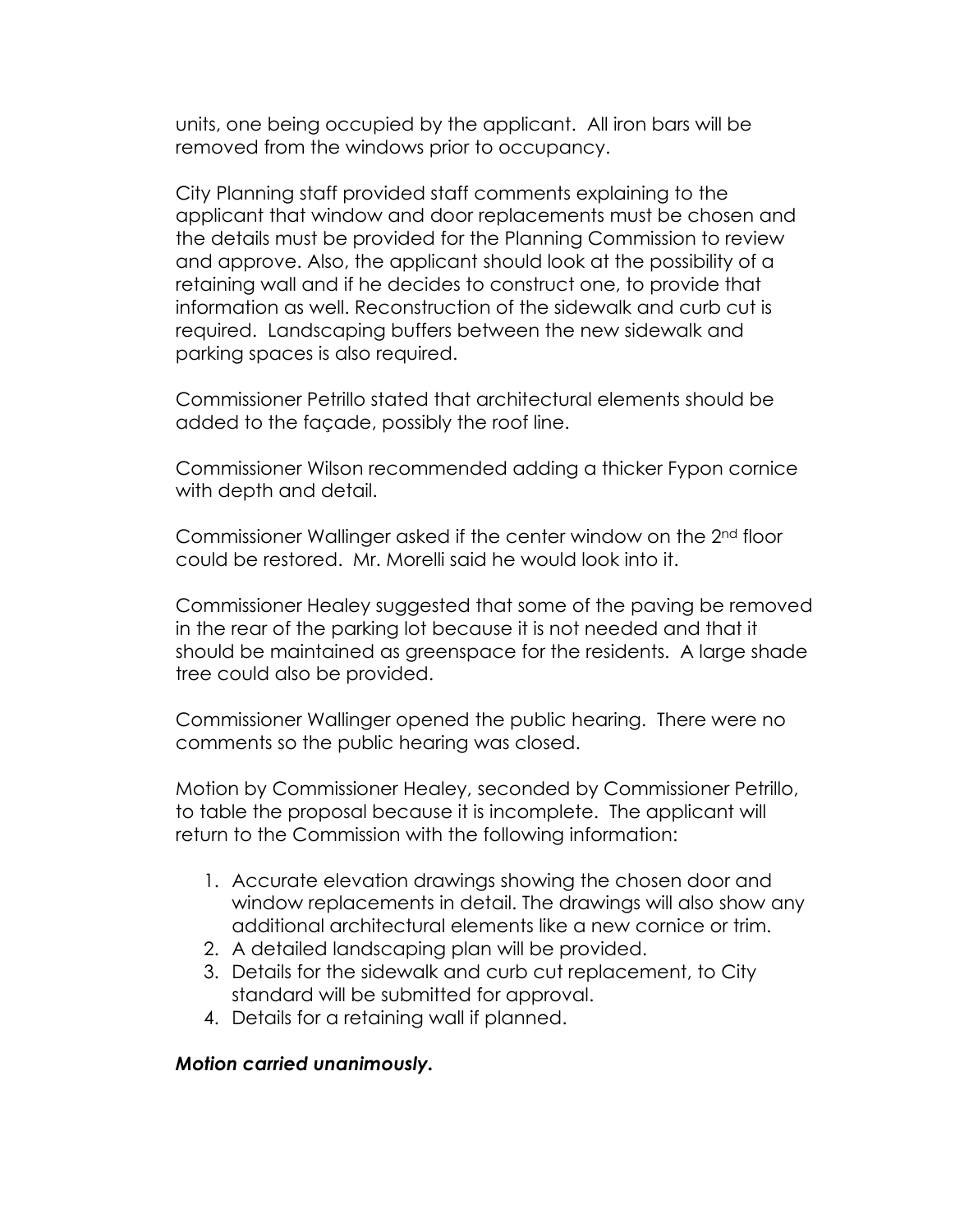units, one being occupied by the applicant. All iron bars will be removed from the windows prior to occupancy.

City Planning staff provided staff comments explaining to the applicant that window and door replacements must be chosen and the details must be provided for the Planning Commission to review and approve. Also, the applicant should look at the possibility of a retaining wall and if he decides to construct one, to provide that information as well. Reconstruction of the sidewalk and curb cut is required. Landscaping buffers between the new sidewalk and parking spaces is also required.

Commissioner Petrillo stated that architectural elements should be added to the façade, possibly the roof line.

Commissioner Wilson recommended adding a thicker Fypon cornice with depth and detail.

Commissioner Wallinger asked if the center window on the 2nd floor could be restored. Mr. Morelli said he would look into it.

Commissioner Healey suggested that some of the paving be removed in the rear of the parking lot because it is not needed and that it should be maintained as greenspace for the residents. A large shade tree could also be provided.

Commissioner Wallinger opened the public hearing. There were no comments so the public hearing was closed.

Motion by Commissioner Healey, seconded by Commissioner Petrillo, to table the proposal because it is incomplete. The applicant will return to the Commission with the following information:

1. Accurate elevation drawings showing the chosen door and window replacements in detail. The drawings will also show any additional architectural elements like a new cornice or trim.
2. A detailed landscaping plan will be provided.
3. Details for the sidewalk and curb cut replacement, to City standard will be submitted for approval.
4. Details for a retaining wall if planned.

***Motion carried unanimously.***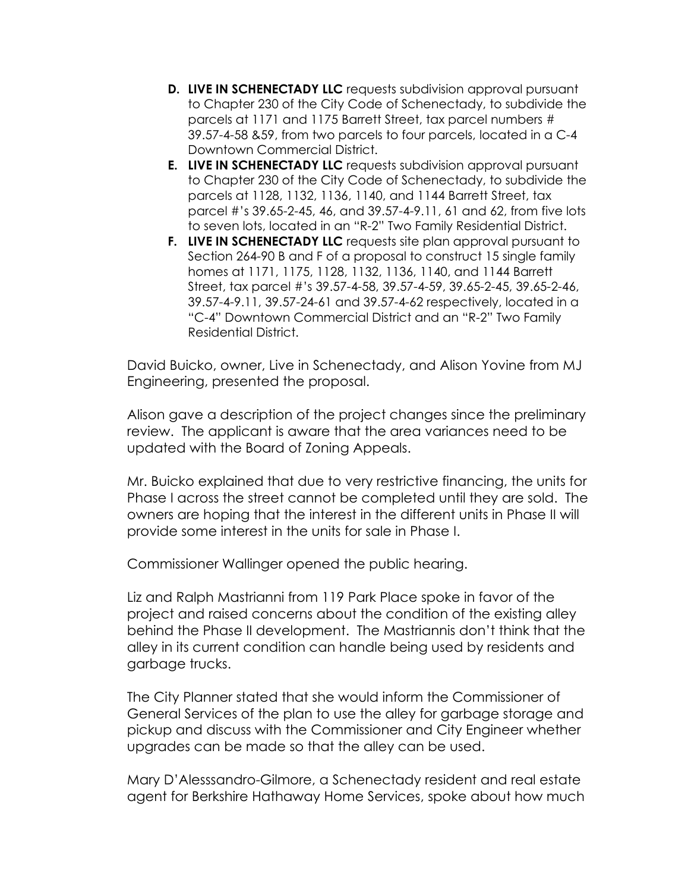D. **LIVE IN SCHENECTADY LLC** requests subdivision approval pursuant to Chapter 230 of the City Code of Schenectady, to subdivide the parcels at 1171 and 1175 Barrett Street, tax parcel numbers # 39.57-4-58 &59, from two parcels to four parcels, located in a C-4 Downtown Commercial District.
E. **LIVE IN SCHENECTADY LLC** requests subdivision approval pursuant to Chapter 230 of the City Code of Schenectady, to subdivide the parcels at 1128, 1132, 1136, 1140, and 1144 Barrett Street, tax parcel #'s 39.65-2-45, 46, and 39.57-4-9.11, 61 and 62, from five lots to seven lots, located in an "R-2" Two Family Residential District.
F. **LIVE IN SCHENECTADY LLC** requests site plan approval pursuant to Section 264-90 B and F of a proposal to construct 15 single family homes at 1171, 1175, 1128, 1132, 1136, 1140, and 1144 Barrett Street, tax parcel #'s 39.57-4-58, 39.57-4-59, 39.65-2-45, 39.65-2-46, 39.57-4-9.11, 39.57-24-61 and 39.57-4-62 respectively, located in a "C-4" Downtown Commercial District and an "R-2" Two Family Residential District.

David Buicko, owner, Live in Schenectady, and Alison Yovine from MJ Engineering, presented the proposal.

Alison gave a description of the project changes since the preliminary review. The applicant is aware that the area variances need to be updated with the Board of Zoning Appeals.

Mr. Buicko explained that due to very restrictive financing, the units for Phase I across the street cannot be completed until they are sold. The owners are hoping that the interest in the different units in Phase II will provide some interest in the units for sale in Phase I.

Commissioner Wallinger opened the public hearing.

Liz and Ralph Mastrianni from 119 Park Place spoke in favor of the project and raised concerns about the condition of the existing alley behind the Phase II development. The Mastriannis don't think that the alley in its current condition can handle being used by residents and garbage trucks.

The City Planner stated that she would inform the Commissioner of General Services of the plan to use the alley for garbage storage and pickup and discuss with the Commissioner and City Engineer whether upgrades can be made so that the alley can be used.

Mary D'Alesssandro-Gilmore, a Schenectady resident and real estate agent for Berkshire Hathaway Home Services, spoke about how much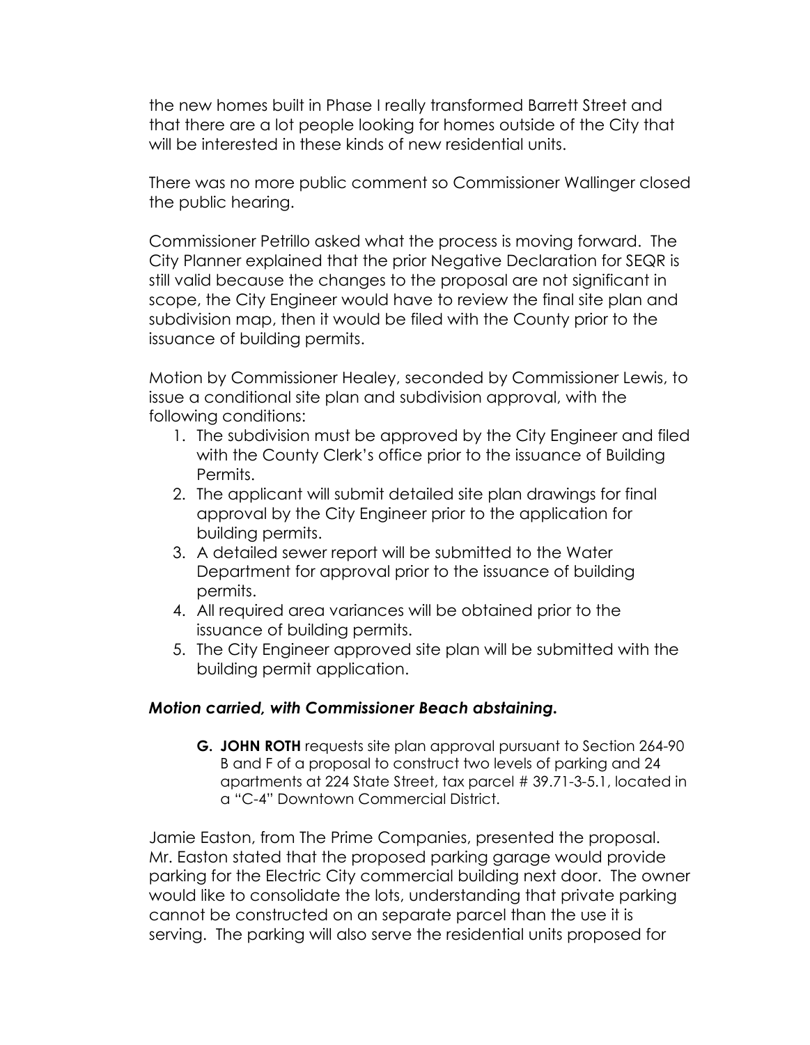the new homes built in Phase I really transformed Barrett Street and that there are a lot people looking for homes outside of the City that will be interested in these kinds of new residential units.

There was no more public comment so Commissioner Wallinger closed the public hearing.

Commissioner Petrillo asked what the process is moving forward. The City Planner explained that the prior Negative Declaration for SEQR is still valid because the changes to the proposal are not significant in scope, the City Engineer would have to review the final site plan and subdivision map, then it would be filed with the County prior to the issuance of building permits.

Motion by Commissioner Healey, seconded by Commissioner Lewis, to issue a conditional site plan and subdivision approval, with the following conditions:

1. The subdivision must be approved by the City Engineer and filed with the County Clerk's office prior to the issuance of Building Permits.
2. The applicant will submit detailed site plan drawings for final approval by the City Engineer prior to the application for building permits.
3. A detailed sewer report will be submitted to the Water Department for approval prior to the issuance of building permits.
4. All required area variances will be obtained prior to the issuance of building permits.
5. The City Engineer approved site plan will be submitted with the building permit application.

***Motion carried, with Commissioner Beach abstaining.***

**G. JOHN ROTH** requests site plan approval pursuant to Section 264-90 B and F of a proposal to construct two levels of parking and 24 apartments at 224 State Street, tax parcel # 39.71-3-5.1, located in a "C-4" Downtown Commercial District.

Jamie Easton, from The Prime Companies, presented the proposal. Mr. Easton stated that the proposed parking garage would provide parking for the Electric City commercial building next door. The owner would like to consolidate the lots, understanding that private parking cannot be constructed on an separate parcel than the use it is serving. The parking will also serve the residential units proposed for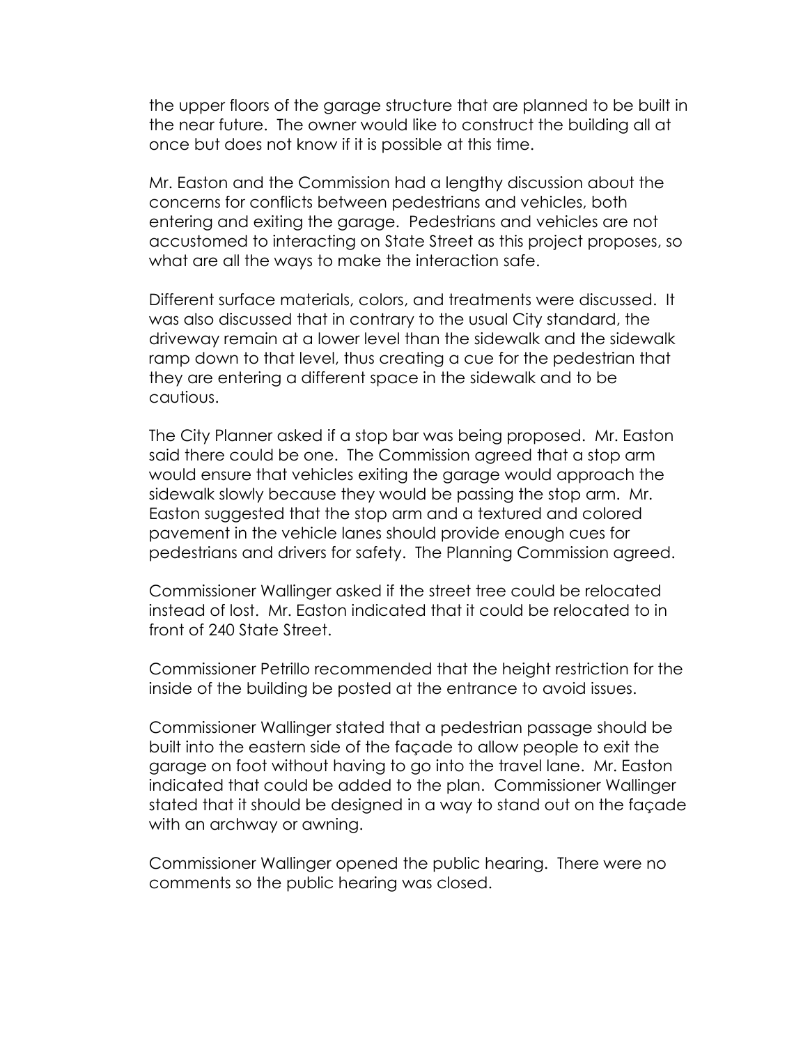the upper floors of the garage structure that are planned to be built in the near future. The owner would like to construct the building all at once but does not know if it is possible at this time.

Mr. Easton and the Commission had a lengthy discussion about the concerns for conflicts between pedestrians and vehicles, both entering and exiting the garage. Pedestrians and vehicles are not accustomed to interacting on State Street as this project proposes, so what are all the ways to make the interaction safe.

Different surface materials, colors, and treatments were discussed. It was also discussed that in contrary to the usual City standard, the driveway remain at a lower level than the sidewalk and the sidewalk ramp down to that level, thus creating a cue for the pedestrian that they are entering a different space in the sidewalk and to be cautious.

The City Planner asked if a stop bar was being proposed. Mr. Easton said there could be one. The Commission agreed that a stop arm would ensure that vehicles exiting the garage would approach the sidewalk slowly because they would be passing the stop arm. Mr. Easton suggested that the stop arm and a textured and colored pavement in the vehicle lanes should provide enough cues for pedestrians and drivers for safety. The Planning Commission agreed.

Commissioner Wallinger asked if the street tree could be relocated instead of lost. Mr. Easton indicated that it could be relocated to in front of 240 State Street.

Commissioner Petrillo recommended that the height restriction for the inside of the building be posted at the entrance to avoid issues.

Commissioner Wallinger stated that a pedestrian passage should be built into the eastern side of the façade to allow people to exit the garage on foot without having to go into the travel lane. Mr. Easton indicated that could be added to the plan. Commissioner Wallinger stated that it should be designed in a way to stand out on the façade with an archway or awning.

Commissioner Wallinger opened the public hearing. There were no comments so the public hearing was closed.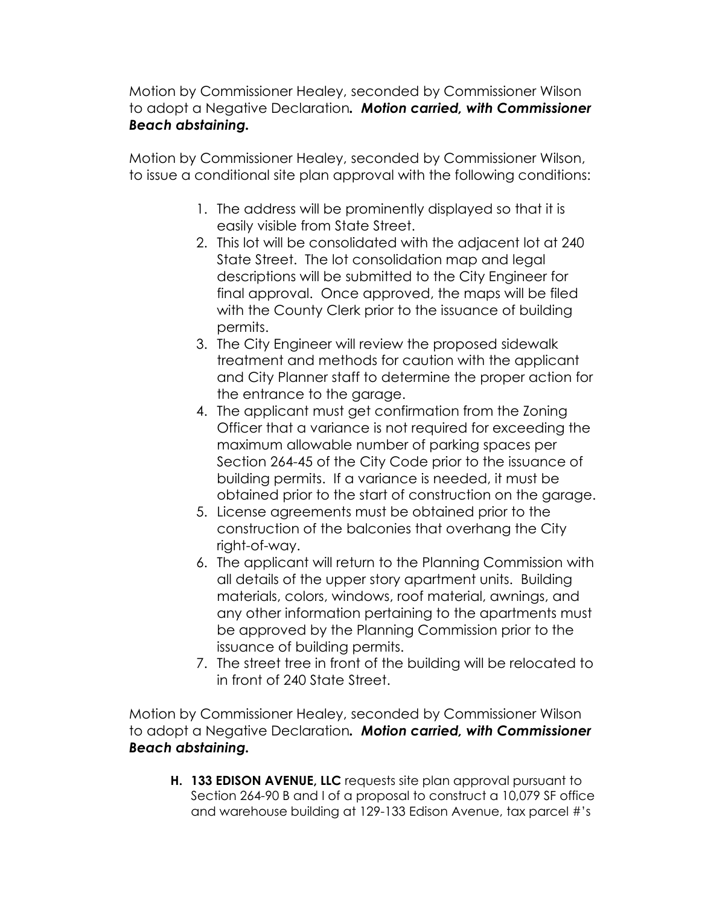Motion by Commissioner Healey, seconded by Commissioner Wilson to adopt a Negative Declaration***. Motion carried, with Commissioner Beach abstaining.***

Motion by Commissioner Healey, seconded by Commissioner Wilson, to issue a conditional site plan approval with the following conditions:

1. The address will be prominently displayed so that it is easily visible from State Street.
2. This lot will be consolidated with the adjacent lot at 240 State Street. The lot consolidation map and legal descriptions will be submitted to the City Engineer for final approval. Once approved, the maps will be filed with the County Clerk prior to the issuance of building permits.
3. The City Engineer will review the proposed sidewalk treatment and methods for caution with the applicant and City Planner staff to determine the proper action for the entrance to the garage.
4. The applicant must get confirmation from the Zoning Officer that a variance is not required for exceeding the maximum allowable number of parking spaces per Section 264-45 of the City Code prior to the issuance of building permits. If a variance is needed, it must be obtained prior to the start of construction on the garage.
5. License agreements must be obtained prior to the construction of the balconies that overhang the City right-of-way.
6. The applicant will return to the Planning Commission with all details of the upper story apartment units. Building materials, colors, windows, roof material, awnings, and any other information pertaining to the apartments must be approved by the Planning Commission prior to the issuance of building permits.
7. The street tree in front of the building will be relocated to in front of 240 State Street.

Motion by Commissioner Healey, seconded by Commissioner Wilson to adopt a Negative Declaration***. Motion carried, with Commissioner Beach abstaining.***

**H. 133 EDISON AVENUE, LLC** requests site plan approval pursuant to Section 264-90 B and I of a proposal to construct a 10,079 SF office and warehouse building at 129-133 Edison Avenue, tax parcel #'s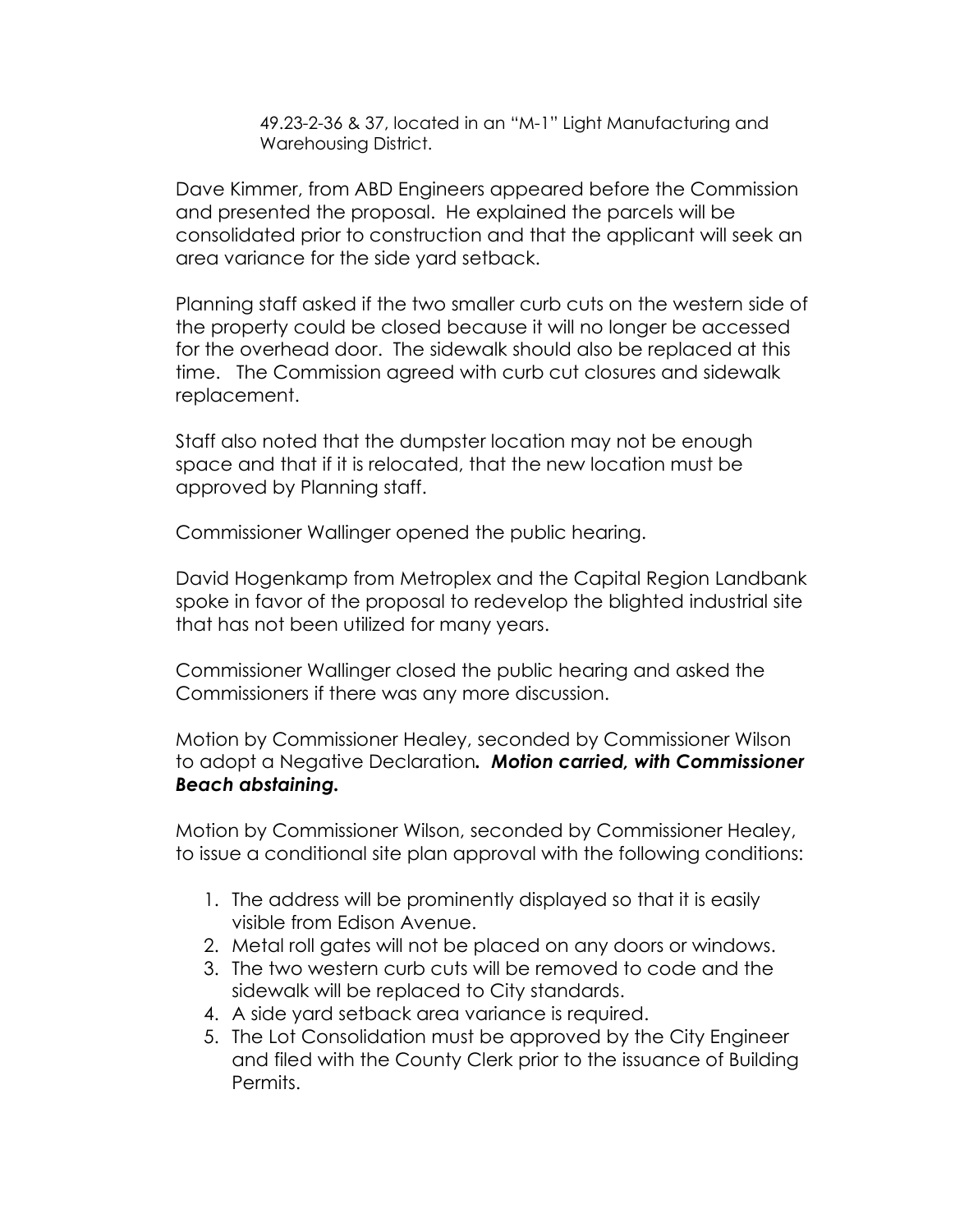49.23-2-36 & 37, located in an "M-1" Light Manufacturing and Warehousing District.

Dave Kimmer, from ABD Engineers appeared before the Commission and presented the proposal. He explained the parcels will be consolidated prior to construction and that the applicant will seek an area variance for the side yard setback.

Planning staff asked if the two smaller curb cuts on the western side of the property could be closed because it will no longer be accessed for the overhead door. The sidewalk should also be replaced at this time. The Commission agreed with curb cut closures and sidewalk replacement.

Staff also noted that the dumpster location may not be enough space and that if it is relocated, that the new location must be approved by Planning staff.

Commissioner Wallinger opened the public hearing.

David Hogenkamp from Metroplex and the Capital Region Landbank spoke in favor of the proposal to redevelop the blighted industrial site that has not been utilized for many years.

Commissioner Wallinger closed the public hearing and asked the Commissioners if there was any more discussion.

Motion by Commissioner Healey, seconded by Commissioner Wilson to adopt a Negative Declaration***. Motion carried, with Commissioner Beach abstaining.***

Motion by Commissioner Wilson, seconded by Commissioner Healey, to issue a conditional site plan approval with the following conditions:

1. The address will be prominently displayed so that it is easily visible from Edison Avenue.
2. Metal roll gates will not be placed on any doors or windows.
3. The two western curb cuts will be removed to code and the sidewalk will be replaced to City standards.
4. A side yard setback area variance is required.
5. The Lot Consolidation must be approved by the City Engineer and filed with the County Clerk prior to the issuance of Building Permits.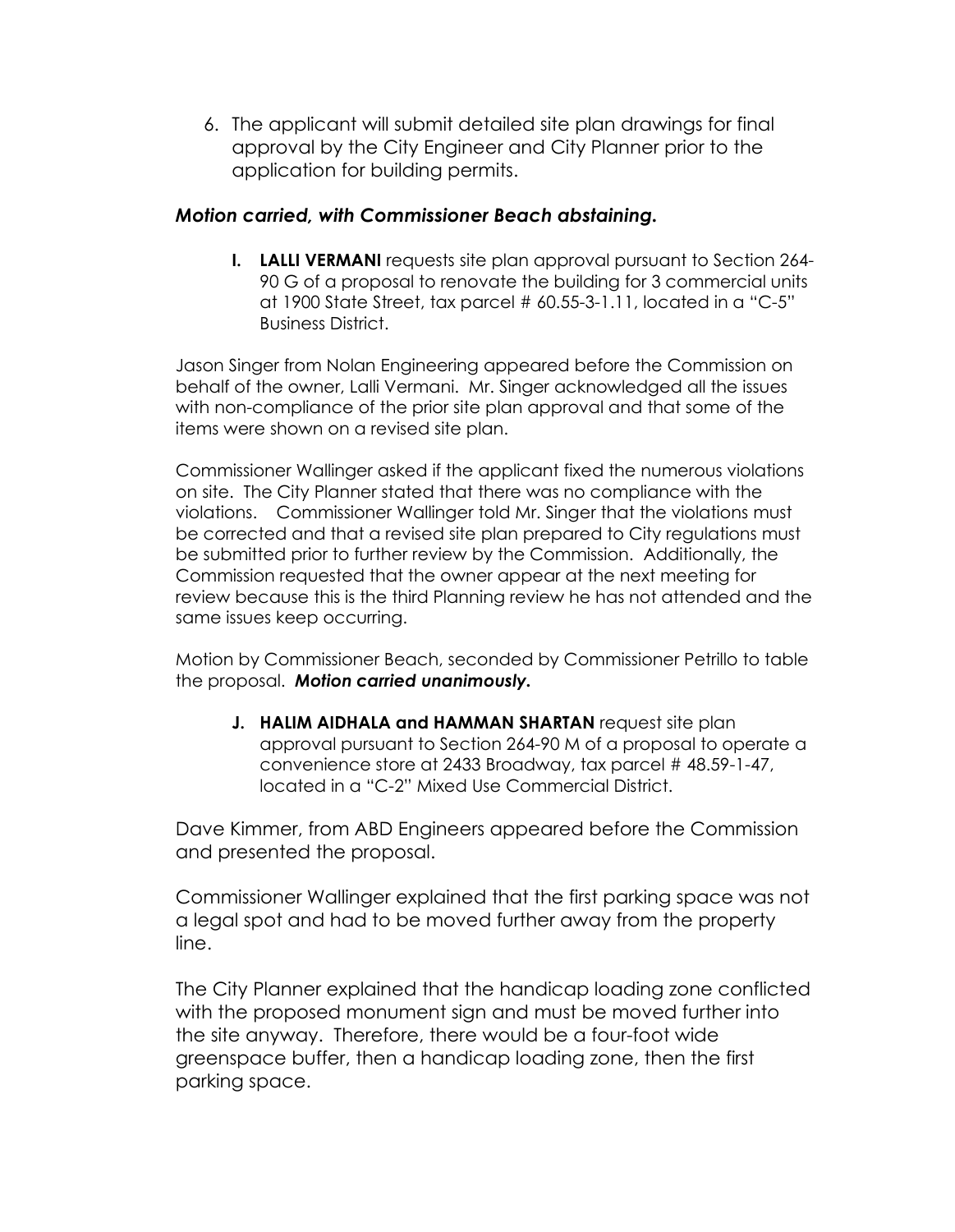6. The applicant will submit detailed site plan drawings for final approval by the City Engineer and City Planner prior to the application for building permits.

***Motion carried, with Commissioner Beach abstaining.***

**I. LALLI VERMANI** requests site plan approval pursuant to Section 264-90 G of a proposal to renovate the building for 3 commercial units at 1900 State Street, tax parcel # 60.55-3-1.11, located in a "C-5" Business District.

Jason Singer from Nolan Engineering appeared before the Commission on behalf of the owner, Lalli Vermani. Mr. Singer acknowledged all the issues with non-compliance of the prior site plan approval and that some of the items were shown on a revised site plan.

Commissioner Wallinger asked if the applicant fixed the numerous violations on site. The City Planner stated that there was no compliance with the violations. Commissioner Wallinger told Mr. Singer that the violations must be corrected and that a revised site plan prepared to City regulations must be submitted prior to further review by the Commission. Additionally, the Commission requested that the owner appear at the next meeting for review because this is the third Planning review he has not attended and the same issues keep occurring.

Motion by Commissioner Beach, seconded by Commissioner Petrillo to table the proposal. ***Motion carried unanimously.***

**J. HALIM AIDHALA and HAMMAN SHARTAN** request site plan approval pursuant to Section 264-90 M of a proposal to operate a convenience store at 2433 Broadway, tax parcel # 48.59-1-47, located in a "C-2" Mixed Use Commercial District.

Dave Kimmer, from ABD Engineers appeared before the Commission and presented the proposal.

Commissioner Wallinger explained that the first parking space was not a legal spot and had to be moved further away from the property line.

The City Planner explained that the handicap loading zone conflicted with the proposed monument sign and must be moved further into the site anyway. Therefore, there would be a four-foot wide greenspace buffer, then a handicap loading zone, then the first parking space.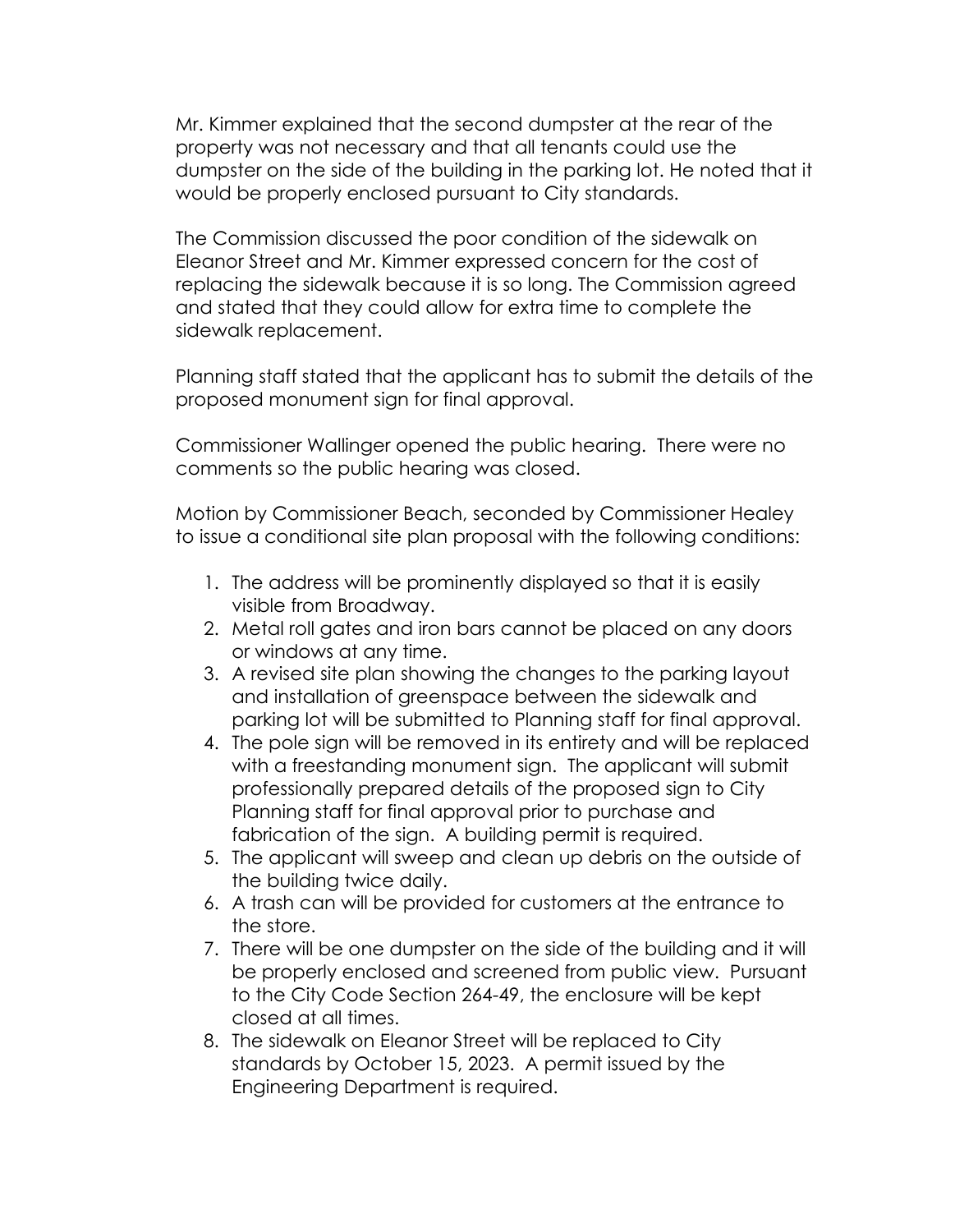Mr. Kimmer explained that the second dumpster at the rear of the property was not necessary and that all tenants could use the dumpster on the side of the building in the parking lot. He noted that it would be properly enclosed pursuant to City standards.

The Commission discussed the poor condition of the sidewalk on Eleanor Street and Mr. Kimmer expressed concern for the cost of replacing the sidewalk because it is so long. The Commission agreed and stated that they could allow for extra time to complete the sidewalk replacement.

Planning staff stated that the applicant has to submit the details of the proposed monument sign for final approval.

Commissioner Wallinger opened the public hearing. There were no comments so the public hearing was closed.

Motion by Commissioner Beach, seconded by Commissioner Healey to issue a conditional site plan proposal with the following conditions:

1. The address will be prominently displayed so that it is easily visible from Broadway.
2. Metal roll gates and iron bars cannot be placed on any doors or windows at any time.
3. A revised site plan showing the changes to the parking layout and installation of greenspace between the sidewalk and parking lot will be submitted to Planning staff for final approval.
4. The pole sign will be removed in its entirety and will be replaced with a freestanding monument sign. The applicant will submit professionally prepared details of the proposed sign to City Planning staff for final approval prior to purchase and fabrication of the sign. A building permit is required.
5. The applicant will sweep and clean up debris on the outside of the building twice daily.
6. A trash can will be provided for customers at the entrance to the store.
7. There will be one dumpster on the side of the building and it will be properly enclosed and screened from public view. Pursuant to the City Code Section 264-49, the enclosure will be kept closed at all times.
8. The sidewalk on Eleanor Street will be replaced to City standards by October 15, 2023. A permit issued by the Engineering Department is required.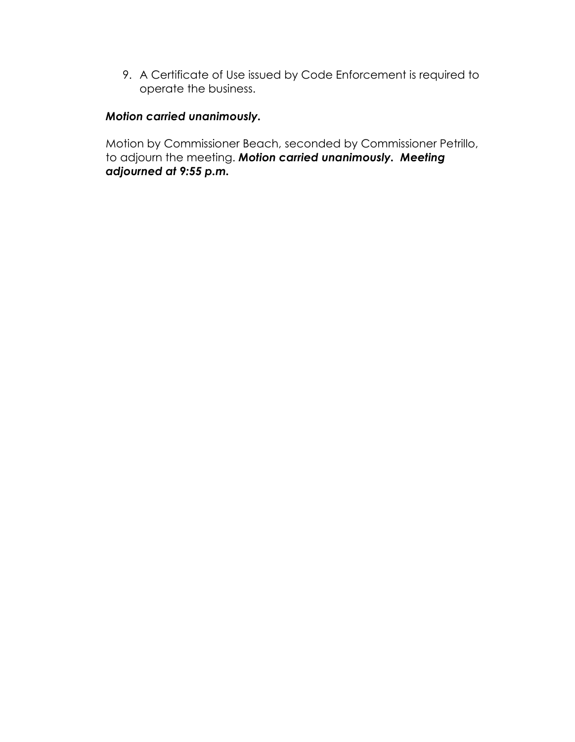9. A Certificate of Use issued by Code Enforcement is required to operate the business.

***Motion carried unanimously.***

Motion by Commissioner Beach, seconded by Commissioner Petrillo, to adjourn the meeting. ***Motion carried unanimously. Meeting adjourned at 9:55 p.m.***